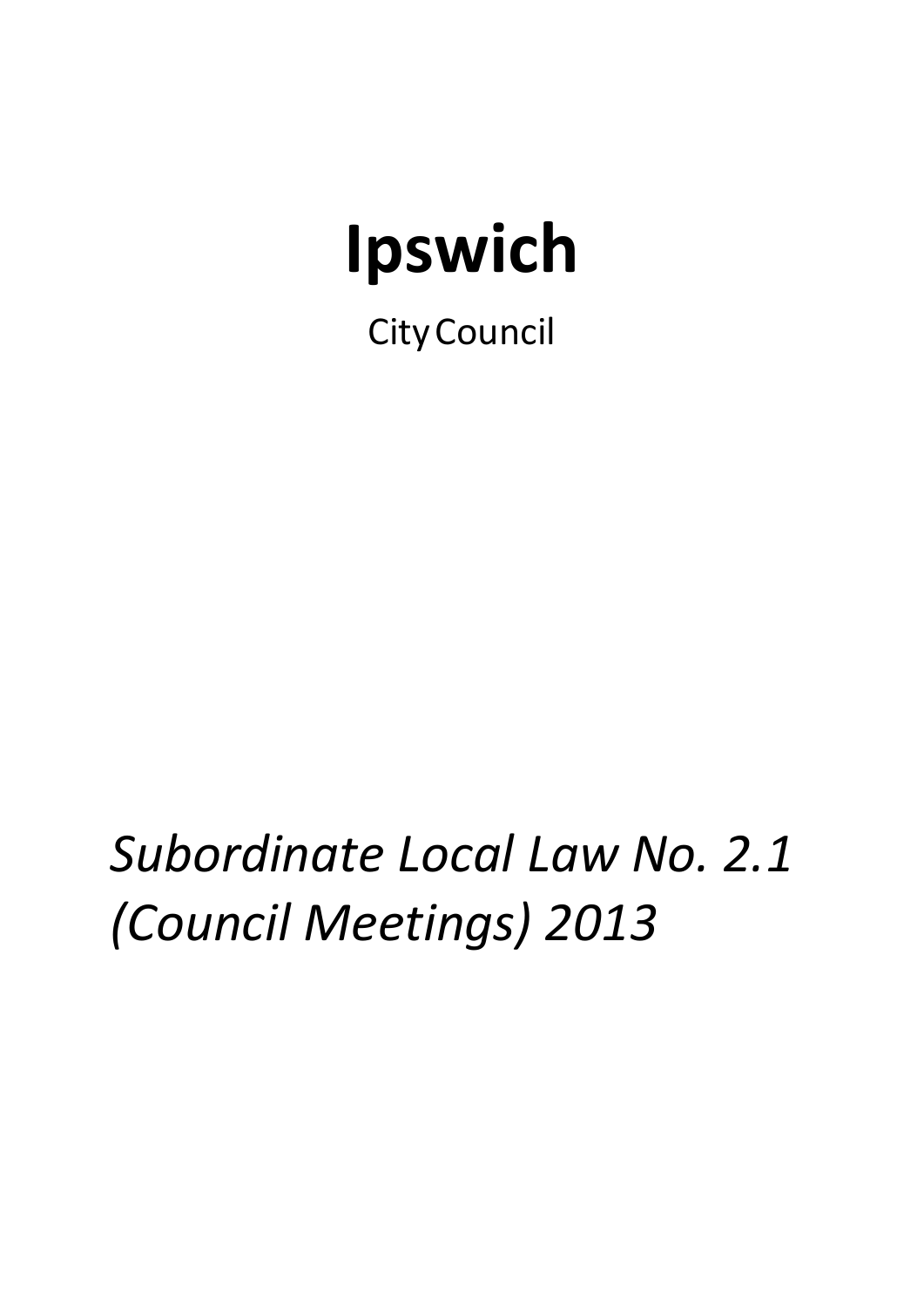# Ipswich

City Council

*Subordinate Local Law No. 2.1 (Council Meetings) 2013*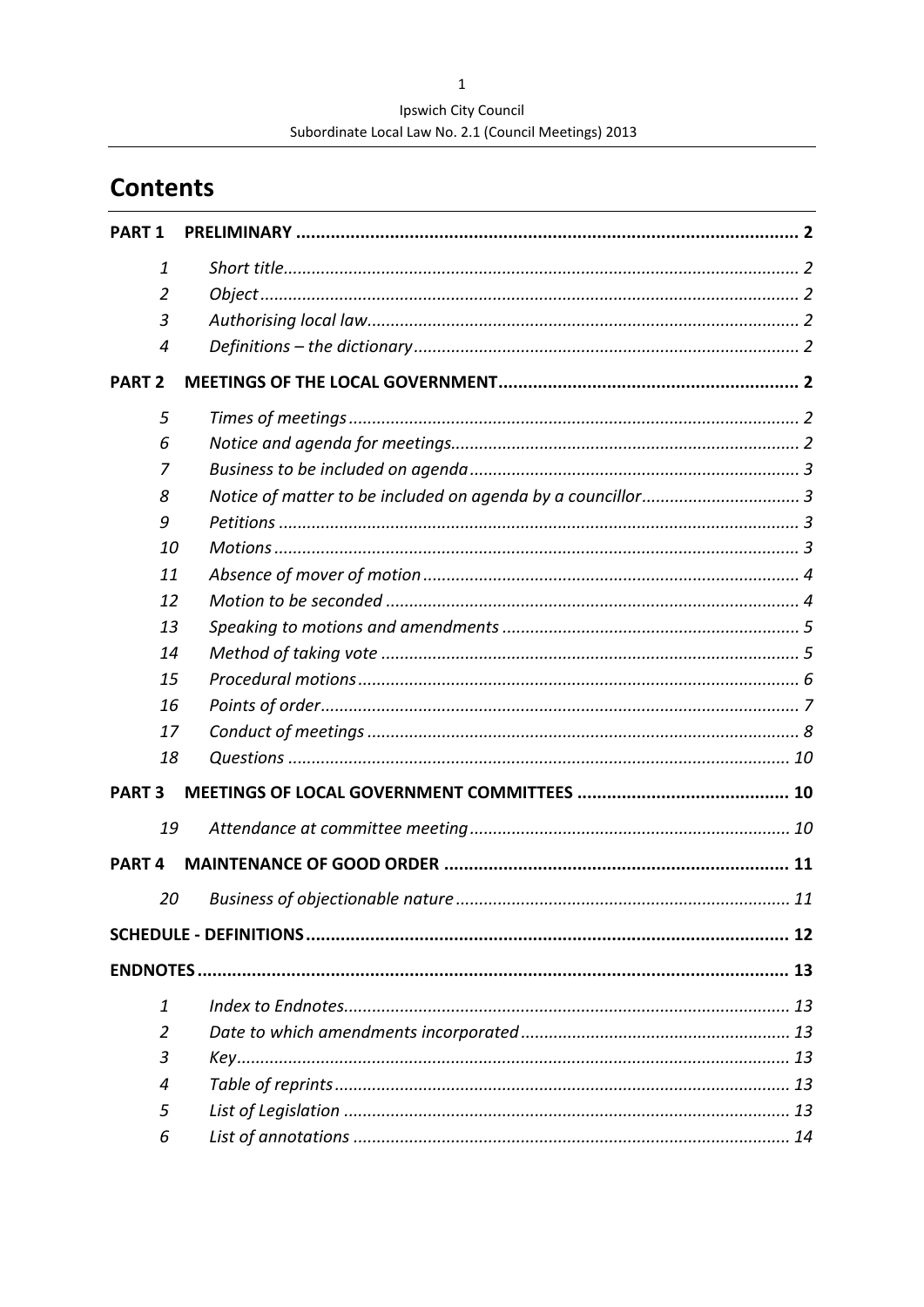# Contents

| | | |
|---|---|---|
| **PART 1** | **PRELIMINARY** | **2** |
| *1* | *Short title* | *2* |
| *2* | *Object* | *2* |
| *3* | *Authorising local law* | *2* |
| *4* | *Definitions – the dictionary* | *2* |
| **PART 2** | **MEETINGS OF THE LOCAL GOVERNMENT** | **2** |
| *5* | *Times of meetings* | *2* |
| *6* | *Notice and agenda for meetings* | *2* |
| *7* | *Business to be included on agenda* | *3* |
| *8* | *Notice of matter to be included on agenda by a councillor* | *3* |
| *9* | *Petitions* | *3* |
| *10* | *Motions* | *3* |
| *11* | *Absence of mover of motion* | *4* |
| *12* | *Motion to be seconded* | *4* |
| *13* | *Speaking to motions and amendments* | *5* |
| *14* | *Method of taking vote* | *5* |
| *15* | *Procedural motions* | *6* |
| *16* | *Points of order* | *7* |
| *17* | *Conduct of meetings* | *8* |
| *18* | *Questions* | *10* |
| **PART 3** | **MEETINGS OF LOCAL GOVERNMENT COMMITTEES** | **10** |
| *19* | *Attendance at committee meeting* | *10* |
| **PART 4** | **MAINTENANCE OF GOOD ORDER** | **11** |
| *20* | *Business of objectionable nature* | *11* |
| **SCHEDULE - DEFINITIONS** | | **12** |
| **ENDNOTES** | | **13** |
| *1* | *Index to Endnotes* | *13* |
| *2* | *Date to which amendments incorporated* | *13* |
| *3* | *Key* | *13* |
| *4* | *Table of reprints* | *13* |
| *5* | *List of Legislation* | *13* |
| *6* | *List of annotations* | *14* |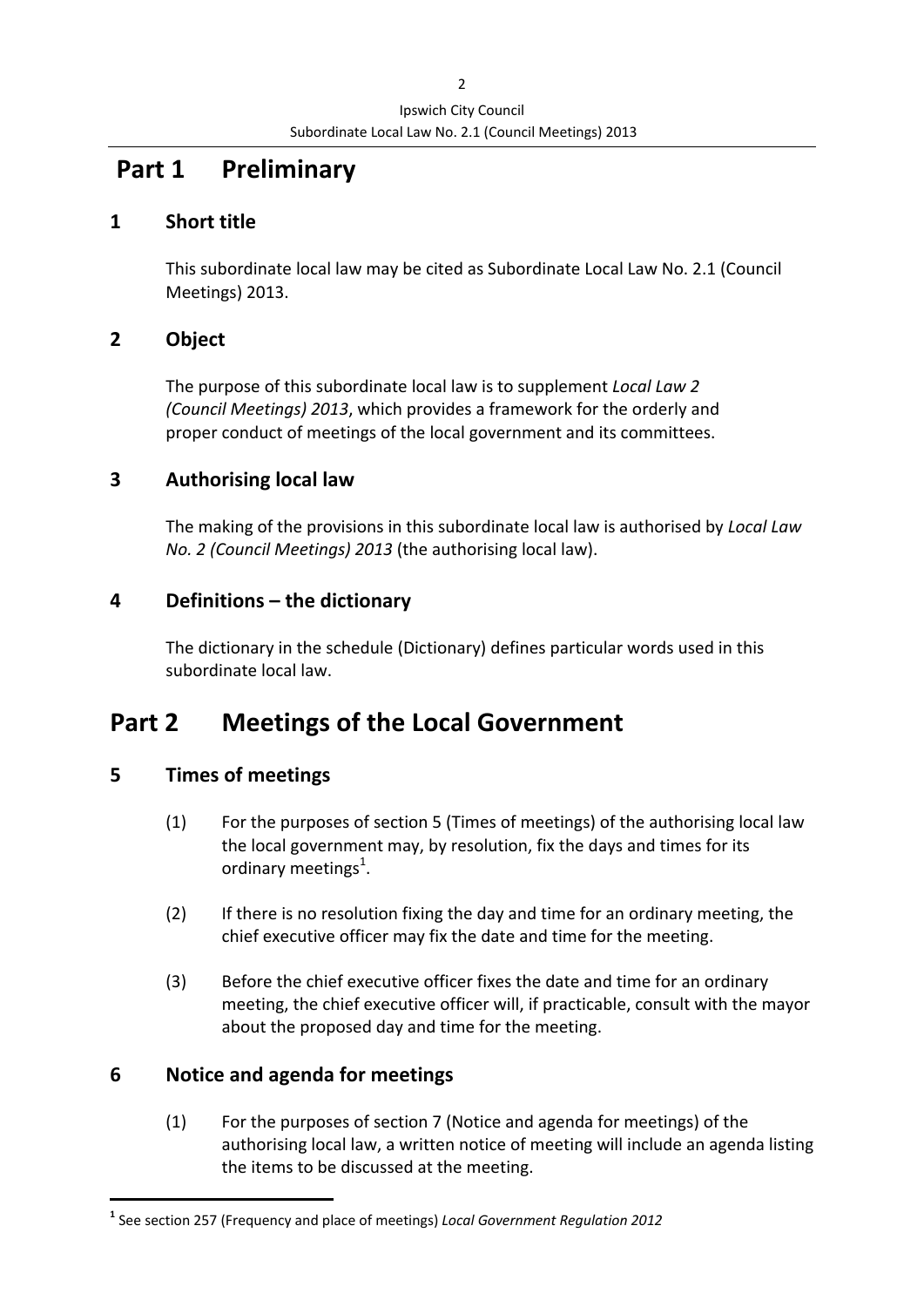# Part 1 Preliminary

## 1 Short title

This subordinate local law may be cited as Subordinate Local Law No. 2.1 (Council Meetings) 2013.

## 2 Object

The purpose of this subordinate local law is to supplement *Local Law 2 (Council Meetings) 2013*, which provides a framework for the orderly and proper conduct of meetings of the local government and its committees.

## 3 Authorising local law

The making of the provisions in this subordinate local law is authorised by *Local Law No. 2 (Council Meetings) 2013* (the authorising local law).

## 4 Definitions – the dictionary

The dictionary in the schedule (Dictionary) defines particular words used in this subordinate local law.

# Part 2 Meetings of the Local Government

## 5 Times of meetings

(1) For the purposes of section 5 (Times of meetings) of the authorising local law the local government may, by resolution, fix the days and times for its ordinary meetings[1].

(2) If there is no resolution fixing the day and time for an ordinary meeting, the chief executive officer may fix the date and time for the meeting.

(3) Before the chief executive officer fixes the date and time for an ordinary meeting, the chief executive officer will, if practicable, consult with the mayor about the proposed day and time for the meeting.

## 6 Notice and agenda for meetings

(1) For the purposes of section 7 (Notice and agenda for meetings) of the authorising local law, a written notice of meeting will include an agenda listing the items to be discussed at the meeting.

---

[1] See section 257 (Frequency and place of meetings) *Local Government Regulation 2012*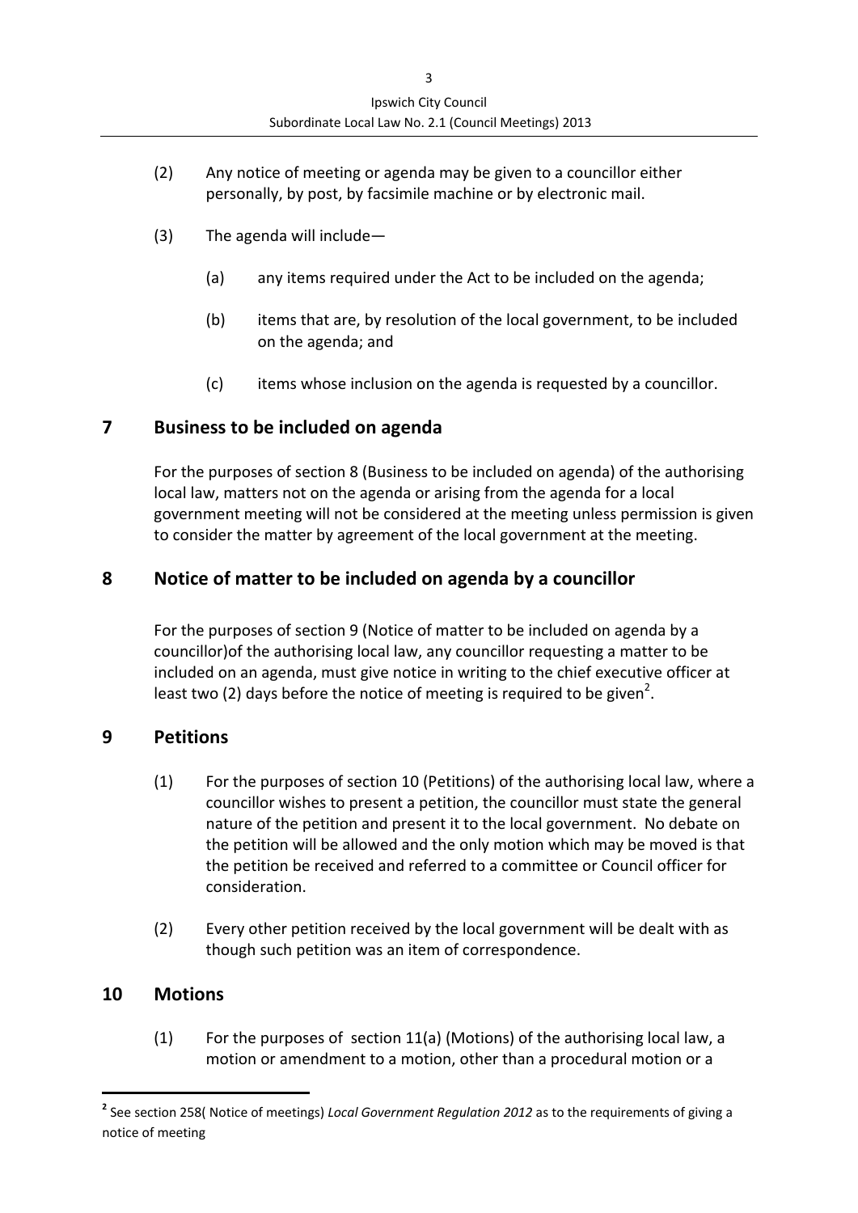(2) Any notice of meeting or agenda may be given to a councillor either personally, by post, by facsimile machine or by electronic mail.

(3) The agenda will include—

(a) any items required under the Act to be included on the agenda;

(b) items that are, by resolution of the local government, to be included on the agenda; and

(c) items whose inclusion on the agenda is requested by a councillor.

## 7 Business to be included on agenda

For the purposes of section 8 (Business to be included on agenda) of the authorising local law, matters not on the agenda or arising from the agenda for a local government meeting will not be considered at the meeting unless permission is given to consider the matter by agreement of the local government at the meeting.

## 8 Notice of matter to be included on agenda by a councillor

For the purposes of section 9 (Notice of matter to be included on agenda by a councillor)of the authorising local law, any councillor requesting a matter to be included on an agenda, must give notice in writing to the chief executive officer at least two (2) days before the notice of meeting is required to be given[2].

## 9 Petitions

(1) For the purposes of section 10 (Petitions) of the authorising local law, where a councillor wishes to present a petition, the councillor must state the general nature of the petition and present it to the local government. No debate on the petition will be allowed and the only motion which may be moved is that the petition be received and referred to a committee or Council officer for consideration.

(2) Every other petition received by the local government will be dealt with as though such petition was an item of correspondence.

## 10 Motions

(1) For the purposes of section 11(a) (Motions) of the authorising local law, a motion or amendment to a motion, other than a procedural motion or a

---

[2] See section 258( Notice of meetings) *Local Government Regulation 2012* as to the requirements of giving a notice of meeting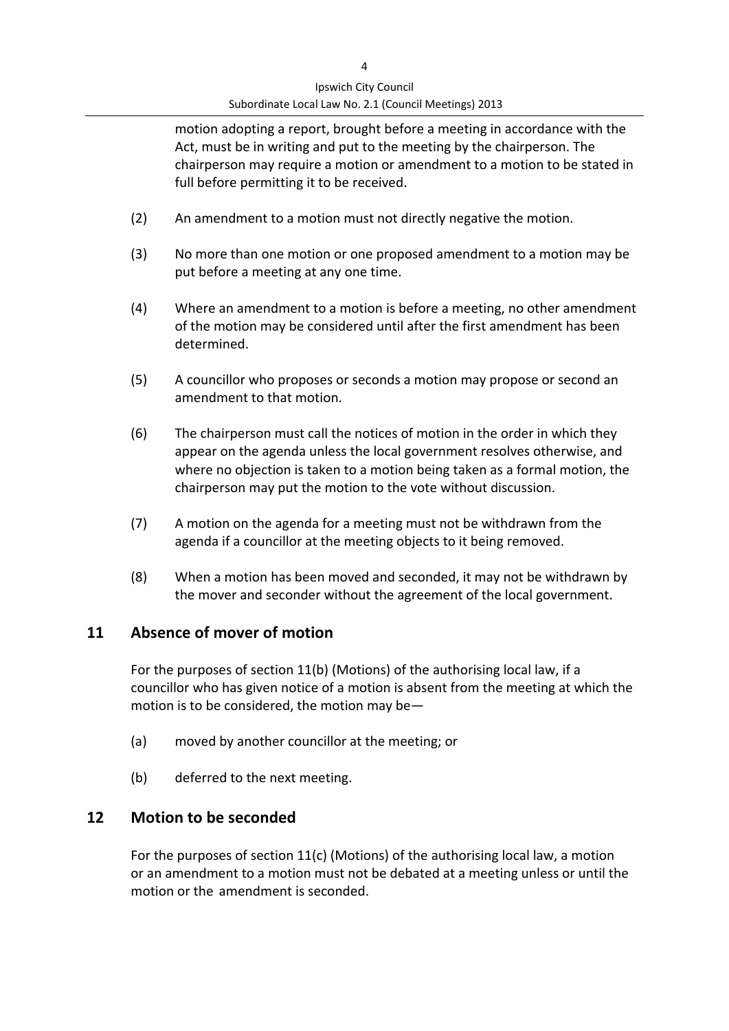motion adopting a report, brought before a meeting in accordance with the Act, must be in writing and put to the meeting by the chairperson. The chairperson may require a motion or amendment to a motion to be stated in full before permitting it to be received.

(2) An amendment to a motion must not directly negative the motion.

(3) No more than one motion or one proposed amendment to a motion may be put before a meeting at any one time.

(4) Where an amendment to a motion is before a meeting, no other amendment of the motion may be considered until after the first amendment has been determined.

(5) A councillor who proposes or seconds a motion may propose or second an amendment to that motion.

(6) The chairperson must call the notices of motion in the order in which they appear on the agenda unless the local government resolves otherwise, and where no objection is taken to a motion being taken as a formal motion, the chairperson may put the motion to the vote without discussion.

(7) A motion on the agenda for a meeting must not be withdrawn from the agenda if a councillor at the meeting objects to it being removed.

(8) When a motion has been moved and seconded, it may not be withdrawn by the mover and seconder without the agreement of the local government.

## 11 Absence of mover of motion

For the purposes of section 11(b) (Motions) of the authorising local law, if a councillor who has given notice of a motion is absent from the meeting at which the motion is to be considered, the motion may be—

(a) moved by another councillor at the meeting; or

(b) deferred to the next meeting.

## 12 Motion to be seconded

For the purposes of section 11(c) (Motions) of the authorising local law, a motion or an amendment to a motion must not be debated at a meeting unless or until the motion or the amendment is seconded.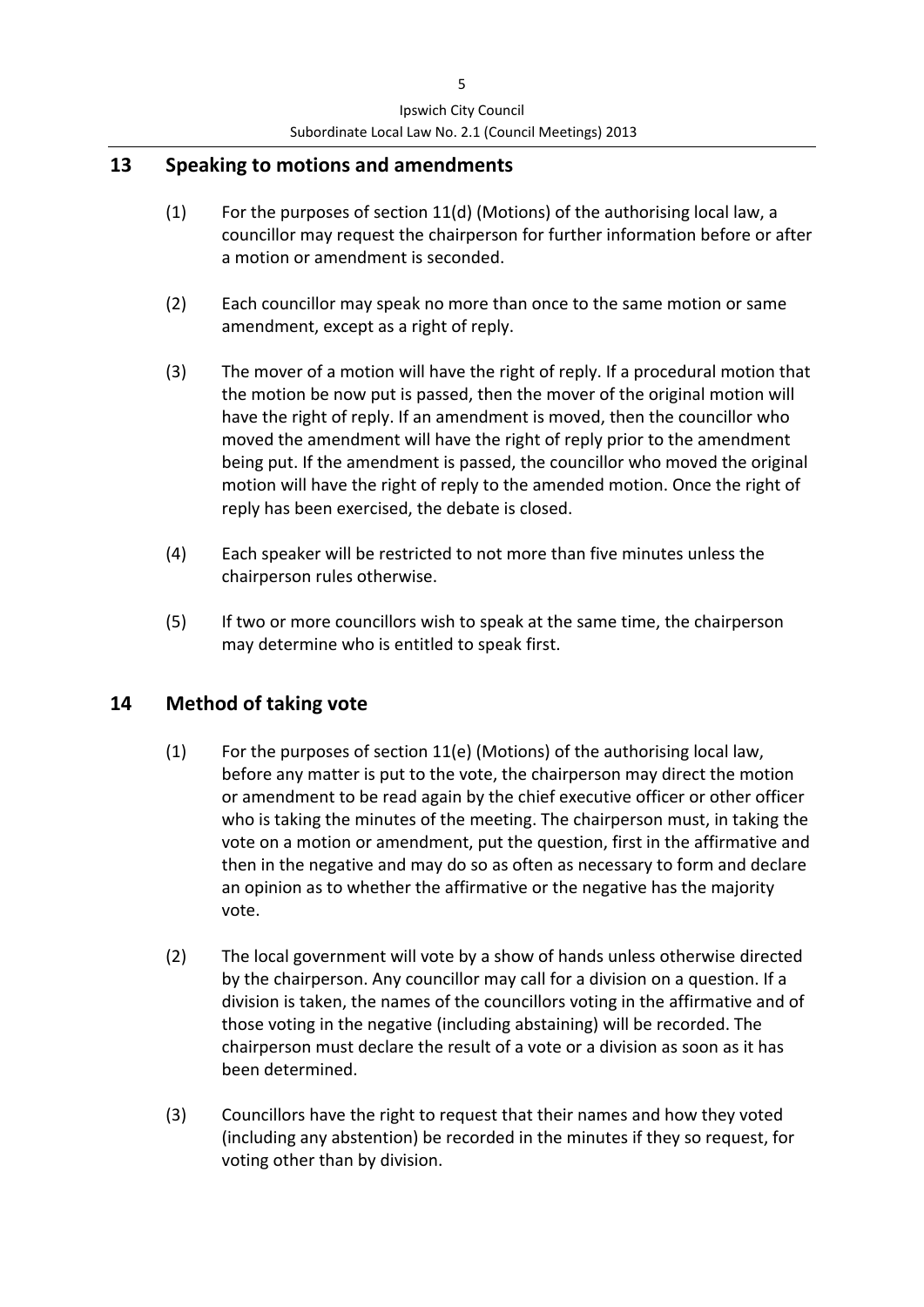## 13 Speaking to motions and amendments

(1) For the purposes of section 11(d) (Motions) of the authorising local law, a councillor may request the chairperson for further information before or after a motion or amendment is seconded.

(2) Each councillor may speak no more than once to the same motion or same amendment, except as a right of reply.

(3) The mover of a motion will have the right of reply. If a procedural motion that the motion be now put is passed, then the mover of the original motion will have the right of reply. If an amendment is moved, then the councillor who moved the amendment will have the right of reply prior to the amendment being put. If the amendment is passed, the councillor who moved the original motion will have the right of reply to the amended motion. Once the right of reply has been exercised, the debate is closed.

(4) Each speaker will be restricted to not more than five minutes unless the chairperson rules otherwise.

(5) If two or more councillors wish to speak at the same time, the chairperson may determine who is entitled to speak first.

## 14 Method of taking vote

(1) For the purposes of section 11(e) (Motions) of the authorising local law, before any matter is put to the vote, the chairperson may direct the motion or amendment to be read again by the chief executive officer or other officer who is taking the minutes of the meeting. The chairperson must, in taking the vote on a motion or amendment, put the question, first in the affirmative and then in the negative and may do so as often as necessary to form and declare an opinion as to whether the affirmative or the negative has the majority vote.

(2) The local government will vote by a show of hands unless otherwise directed by the chairperson. Any councillor may call for a division on a question. If a division is taken, the names of the councillors voting in the affirmative and of those voting in the negative (including abstaining) will be recorded. The chairperson must declare the result of a vote or a division as soon as it has been determined.

(3) Councillors have the right to request that their names and how they voted (including any abstention) be recorded in the minutes if they so request, for voting other than by division.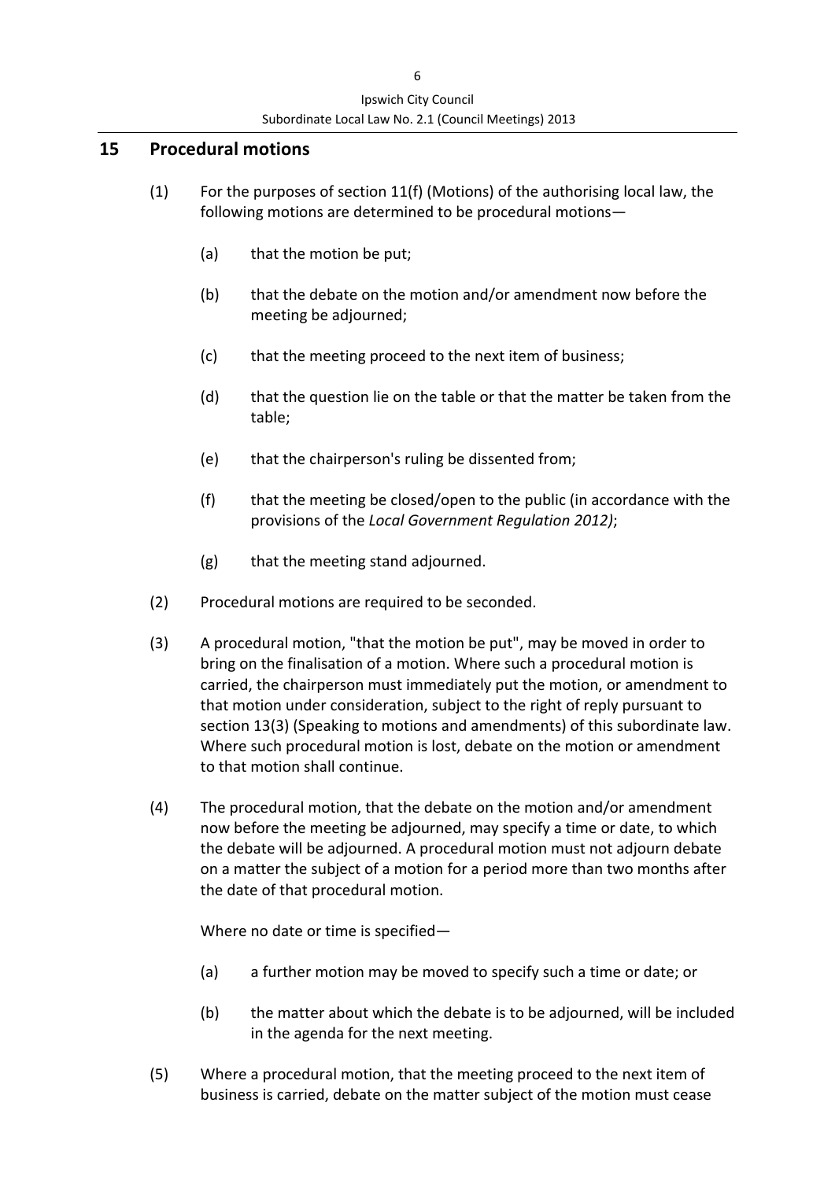## 15 Procedural motions

(1) For the purposes of section 11(f) (Motions) of the authorising local law, the following motions are determined to be procedural motions—

(a) that the motion be put;

(b) that the debate on the motion and/or amendment now before the meeting be adjourned;

(c) that the meeting proceed to the next item of business;

(d) that the question lie on the table or that the matter be taken from the table;

(e) that the chairperson's ruling be dissented from;

(f) that the meeting be closed/open to the public (in accordance with the provisions of the *Local Government Regulation 2012)*;

(g) that the meeting stand adjourned.

(2) Procedural motions are required to be seconded.

(3) A procedural motion, "that the motion be put", may be moved in order to bring on the finalisation of a motion. Where such a procedural motion is carried, the chairperson must immediately put the motion, or amendment to that motion under consideration, subject to the right of reply pursuant to section 13(3) (Speaking to motions and amendments) of this subordinate law. Where such procedural motion is lost, debate on the motion or amendment to that motion shall continue.

(4) The procedural motion, that the debate on the motion and/or amendment now before the meeting be adjourned, may specify a time or date, to which the debate will be adjourned. A procedural motion must not adjourn debate on a matter the subject of a motion for a period more than two months after the date of that procedural motion.

Where no date or time is specified—

(a) a further motion may be moved to specify such a time or date; or

(b) the matter about which the debate is to be adjourned, will be included in the agenda for the next meeting.

(5) Where a procedural motion, that the meeting proceed to the next item of business is carried, debate on the matter subject of the motion must cease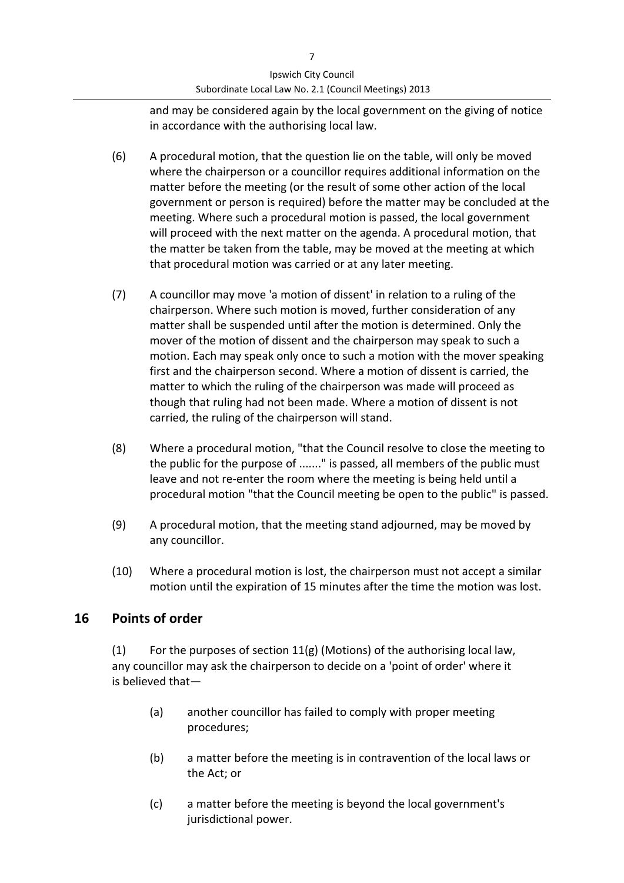and may be considered again by the local government on the giving of notice in accordance with the authorising local law.

(6) A procedural motion, that the question lie on the table, will only be moved where the chairperson or a councillor requires additional information on the matter before the meeting (or the result of some other action of the local government or person is required) before the matter may be concluded at the meeting. Where such a procedural motion is passed, the local government will proceed with the next matter on the agenda. A procedural motion, that the matter be taken from the table, may be moved at the meeting at which that procedural motion was carried or at any later meeting.

(7) A councillor may move 'a motion of dissent' in relation to a ruling of the chairperson. Where such motion is moved, further consideration of any matter shall be suspended until after the motion is determined. Only the mover of the motion of dissent and the chairperson may speak to such a motion. Each may speak only once to such a motion with the mover speaking first and the chairperson second. Where a motion of dissent is carried, the matter to which the ruling of the chairperson was made will proceed as though that ruling had not been made. Where a motion of dissent is not carried, the ruling of the chairperson will stand.

(8) Where a procedural motion, "that the Council resolve to close the meeting to the public for the purpose of ......." is passed, all members of the public must leave and not re-enter the room where the meeting is being held until a procedural motion "that the Council meeting be open to the public" is passed.

(9) A procedural motion, that the meeting stand adjourned, may be moved by any councillor.

(10) Where a procedural motion is lost, the chairperson must not accept a similar motion until the expiration of 15 minutes after the time the motion was lost.

## 16 Points of order

(1) For the purposes of section 11(g) (Motions) of the authorising local law, any councillor may ask the chairperson to decide on a 'point of order' where it is believed that—

(a) another councillor has failed to comply with proper meeting procedures;

(b) a matter before the meeting is in contravention of the local laws or the Act; or

(c) a matter before the meeting is beyond the local government's jurisdictional power.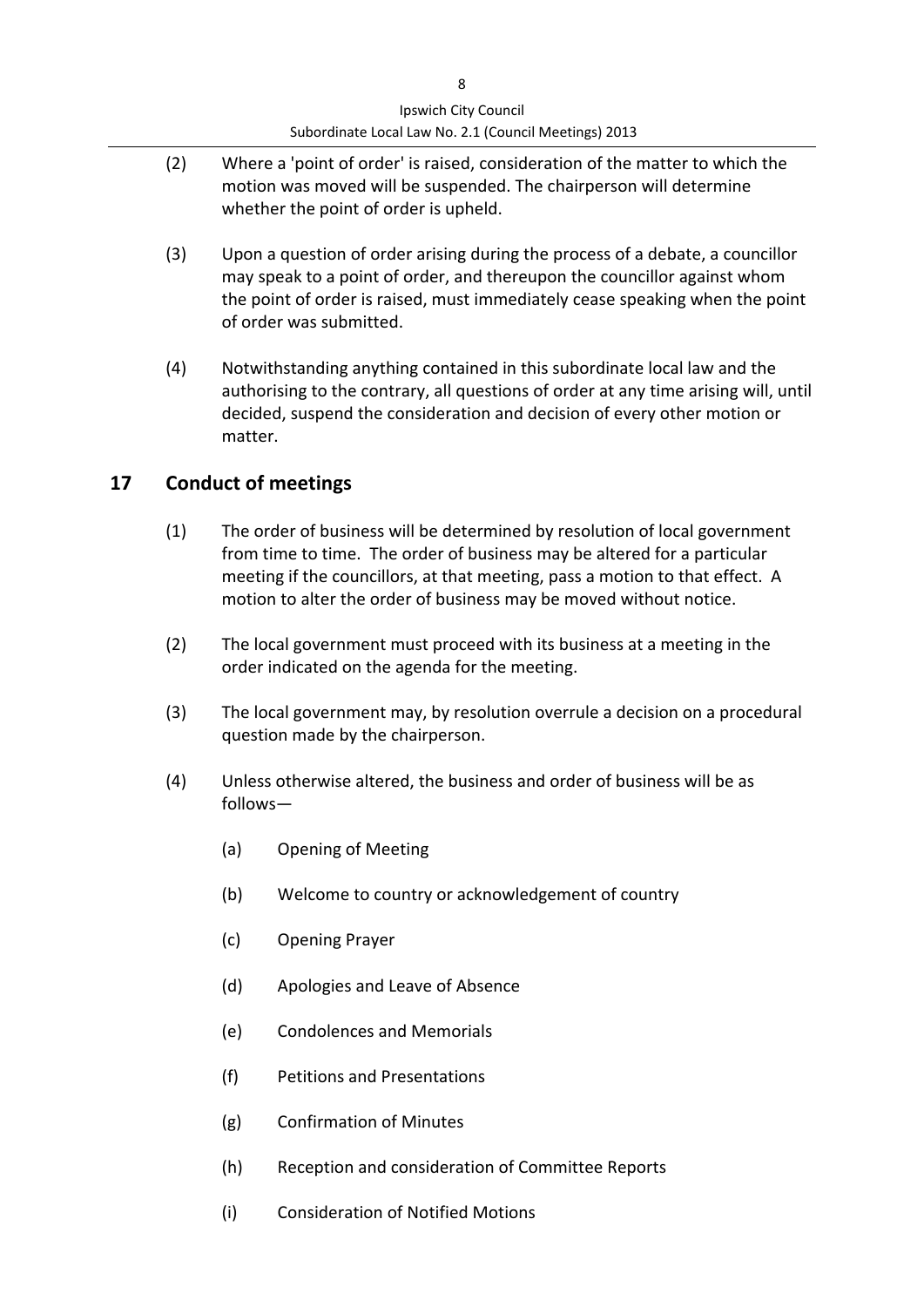(2) Where a 'point of order' is raised, consideration of the matter to which the motion was moved will be suspended. The chairperson will determine whether the point of order is upheld.

(3) Upon a question of order arising during the process of a debate, a councillor may speak to a point of order, and thereupon the councillor against whom the point of order is raised, must immediately cease speaking when the point of order was submitted.

(4) Notwithstanding anything contained in this subordinate local law and the authorising to the contrary, all questions of order at any time arising will, until decided, suspend the consideration and decision of every other motion or matter.

## 17 Conduct of meetings

(1) The order of business will be determined by resolution of local government from time to time. The order of business may be altered for a particular meeting if the councillors, at that meeting, pass a motion to that effect. A motion to alter the order of business may be moved without notice.

(2) The local government must proceed with its business at a meeting in the order indicated on the agenda for the meeting.

(3) The local government may, by resolution overrule a decision on a procedural question made by the chairperson.

(4) Unless otherwise altered, the business and order of business will be as follows—

(a) Opening of Meeting

(b) Welcome to country or acknowledgement of country

(c) Opening Prayer

(d) Apologies and Leave of Absence

(e) Condolences and Memorials

(f) Petitions and Presentations

(g) Confirmation of Minutes

(h) Reception and consideration of Committee Reports

(i) Consideration of Notified Motions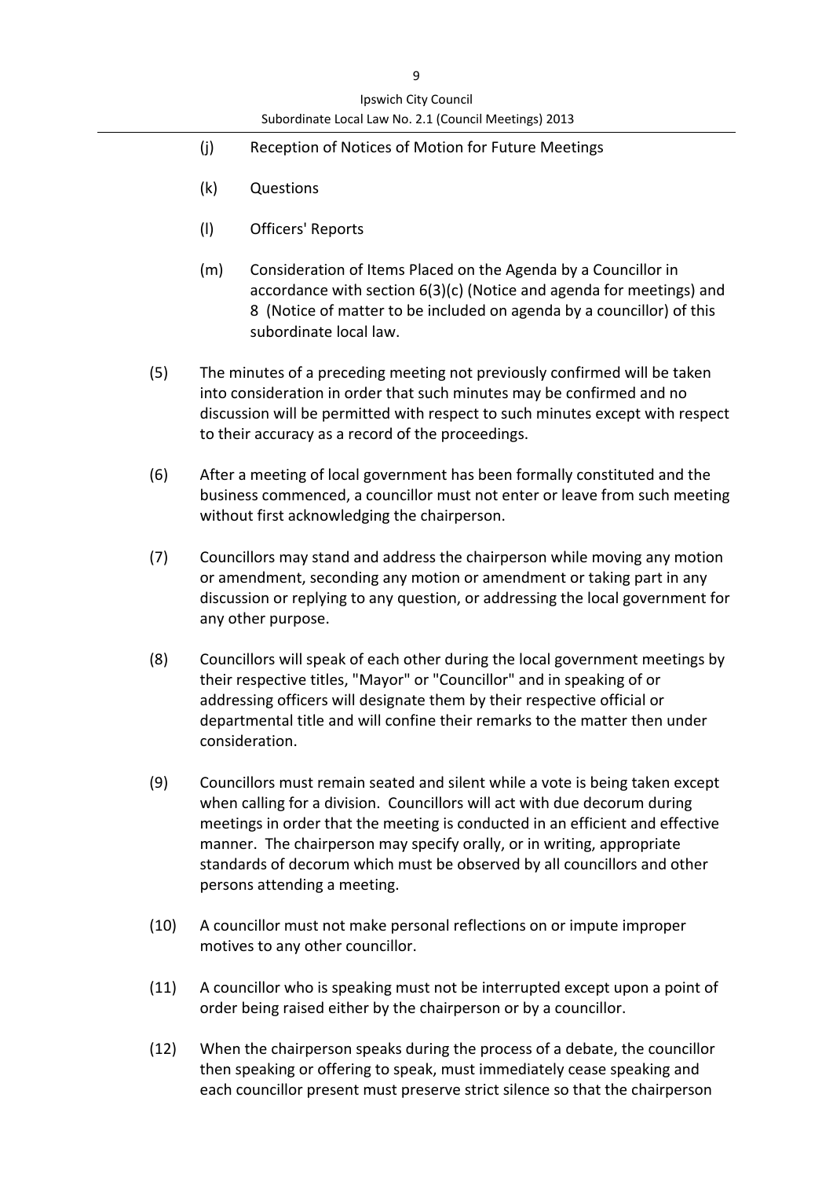(j) Reception of Notices of Motion for Future Meetings

(k) Questions

(l) Officers' Reports

(m) Consideration of Items Placed on the Agenda by a Councillor in accordance with section 6(3)(c) (Notice and agenda for meetings) and 8 (Notice of matter to be included on agenda by a councillor) of this subordinate local law.

(5) The minutes of a preceding meeting not previously confirmed will be taken into consideration in order that such minutes may be confirmed and no discussion will be permitted with respect to such minutes except with respect to their accuracy as a record of the proceedings.

(6) After a meeting of local government has been formally constituted and the business commenced, a councillor must not enter or leave from such meeting without first acknowledging the chairperson.

(7) Councillors may stand and address the chairperson while moving any motion or amendment, seconding any motion or amendment or taking part in any discussion or replying to any question, or addressing the local government for any other purpose.

(8) Councillors will speak of each other during the local government meetings by their respective titles, "Mayor" or "Councillor" and in speaking of or addressing officers will designate them by their respective official or departmental title and will confine their remarks to the matter then under consideration.

(9) Councillors must remain seated and silent while a vote is being taken except when calling for a division. Councillors will act with due decorum during meetings in order that the meeting is conducted in an efficient and effective manner. The chairperson may specify orally, or in writing, appropriate standards of decorum which must be observed by all councillors and other persons attending a meeting.

(10) A councillor must not make personal reflections on or impute improper motives to any other councillor.

(11) A councillor who is speaking must not be interrupted except upon a point of order being raised either by the chairperson or by a councillor.

(12) When the chairperson speaks during the process of a debate, the councillor then speaking or offering to speak, must immediately cease speaking and each councillor present must preserve strict silence so that the chairperson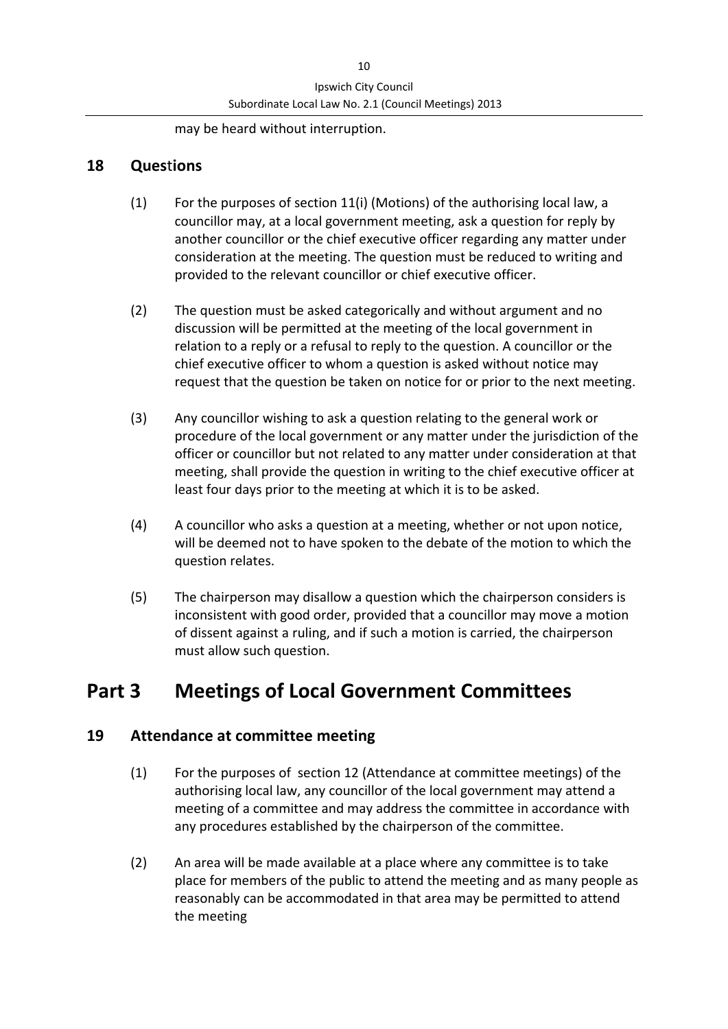may be heard without interruption.

## 18 Questions

(1) For the purposes of section 11(i) (Motions) of the authorising local law, a councillor may, at a local government meeting, ask a question for reply by another councillor or the chief executive officer regarding any matter under consideration at the meeting. The question must be reduced to writing and provided to the relevant councillor or chief executive officer.

(2) The question must be asked categorically and without argument and no discussion will be permitted at the meeting of the local government in relation to a reply or a refusal to reply to the question. A councillor or the chief executive officer to whom a question is asked without notice may request that the question be taken on notice for or prior to the next meeting.

(3) Any councillor wishing to ask a question relating to the general work or procedure of the local government or any matter under the jurisdiction of the officer or councillor but not related to any matter under consideration at that meeting, shall provide the question in writing to the chief executive officer at least four days prior to the meeting at which it is to be asked.

(4) A councillor who asks a question at a meeting, whether or not upon notice, will be deemed not to have spoken to the debate of the motion to which the question relates.

(5) The chairperson may disallow a question which the chairperson considers is inconsistent with good order, provided that a councillor may move a motion of dissent against a ruling, and if such a motion is carried, the chairperson must allow such question.

# Part 3 Meetings of Local Government Committees

## 19 Attendance at committee meeting

(1) For the purposes of section 12 (Attendance at committee meetings) of the authorising local law, any councillor of the local government may attend a meeting of a committee and may address the committee in accordance with any procedures established by the chairperson of the committee.

(2) An area will be made available at a place where any committee is to take place for members of the public to attend the meeting and as many people as reasonably can be accommodated in that area may be permitted to attend the meeting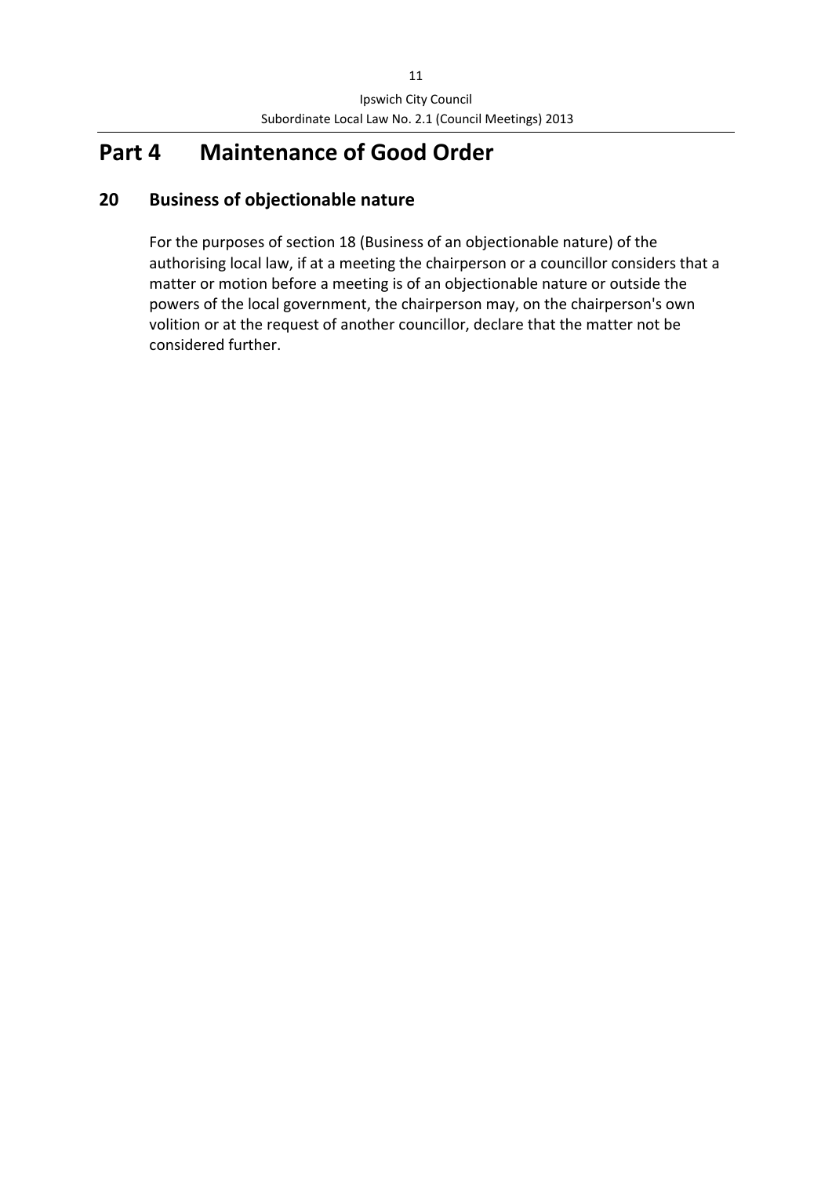# Part 4 Maintenance of Good Order

## 20 Business of objectionable nature

For the purposes of section 18 (Business of an objectionable nature) of the authorising local law, if at a meeting the chairperson or a councillor considers that a matter or motion before a meeting is of an objectionable nature or outside the powers of the local government, the chairperson may, on the chairperson's own volition or at the request of another councillor, declare that the matter not be considered further.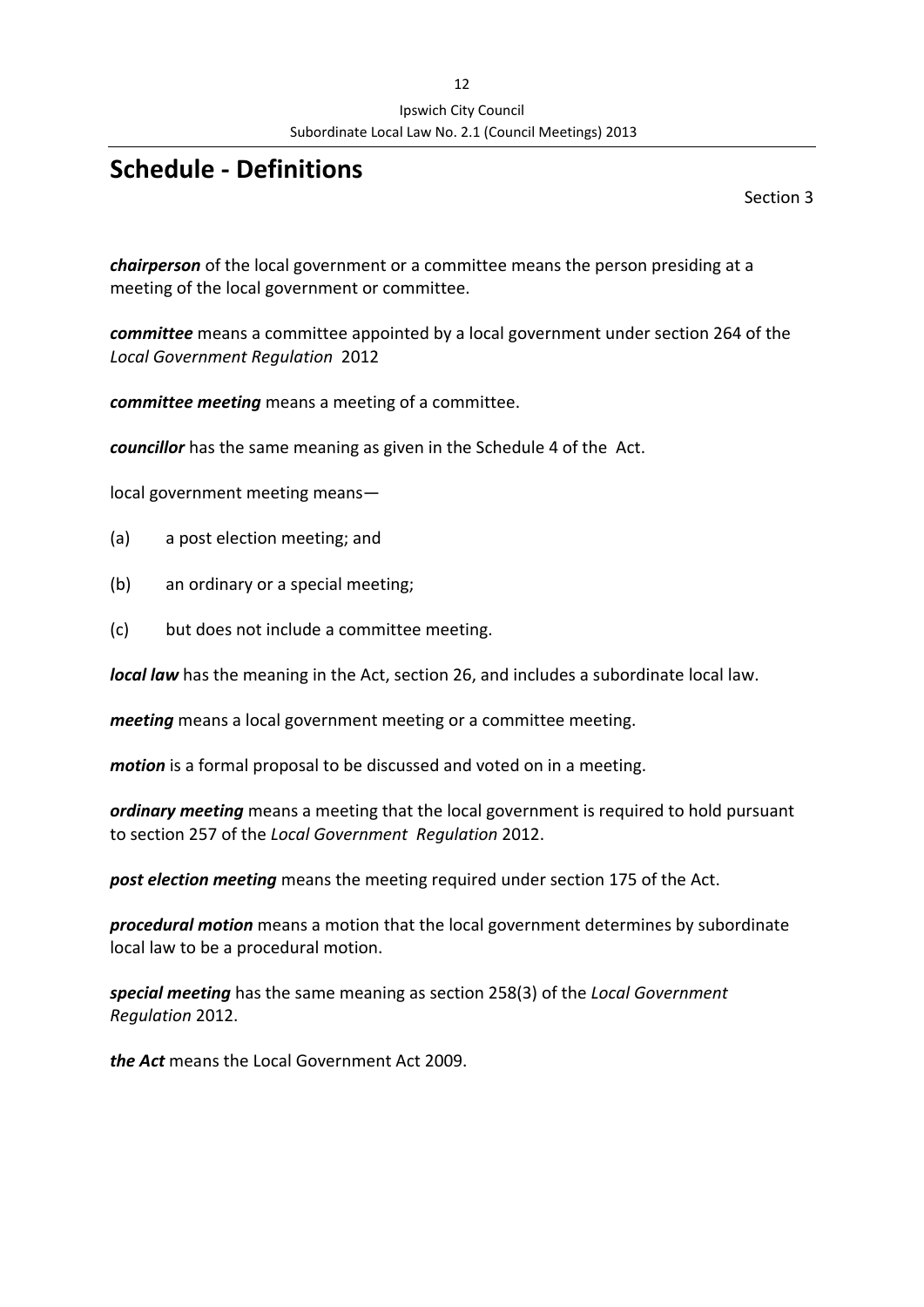# Schedule - Definitions

Section 3

***chairperson*** of the local government or a committee means the person presiding at a meeting of the local government or committee.

***committee*** means a committee appointed by a local government under section 264 of the *Local Government Regulation* 2012

***committee meeting*** means a meeting of a committee.

***councillor*** has the same meaning as given in the Schedule 4 of the Act.

local government meeting means—

(a) a post election meeting; and

(b) an ordinary or a special meeting;

(c) but does not include a committee meeting.

***local law*** has the meaning in the Act, section 26, and includes a subordinate local law.

***meeting*** means a local government meeting or a committee meeting.

***motion*** is a formal proposal to be discussed and voted on in a meeting.

***ordinary meeting*** means a meeting that the local government is required to hold pursuant to section 257 of the *Local Government Regulation* 2012.

***post election meeting*** means the meeting required under section 175 of the Act.

***procedural motion*** means a motion that the local government determines by subordinate local law to be a procedural motion.

***special meeting*** has the same meaning as section 258(3) of the *Local Government Regulation* 2012.

***the Act*** means the Local Government Act 2009.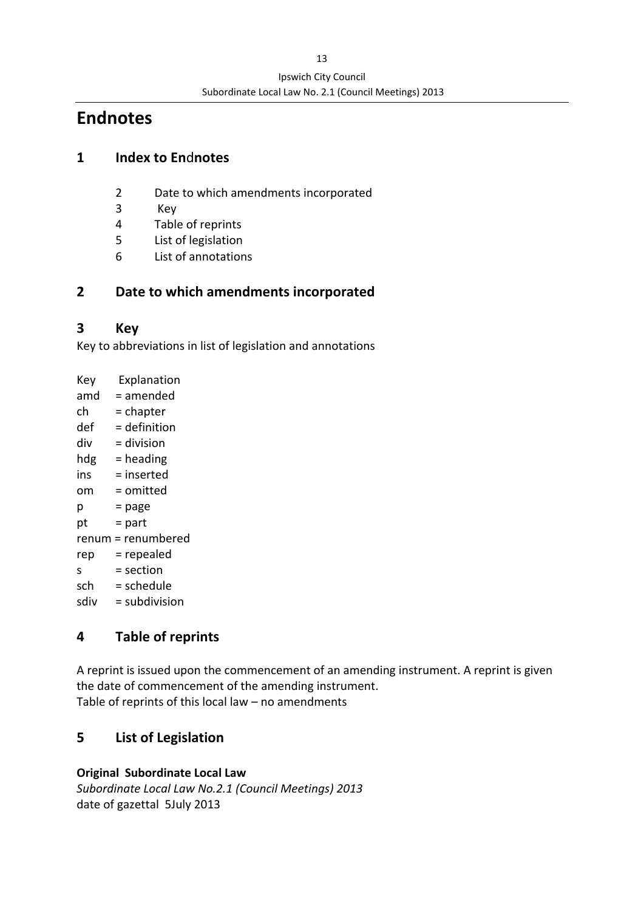# Endnotes

## 1 Index to Endnotes

2 Date to which amendments incorporated
3 Key
4 Table of reprints
5 List of legislation
6 List of annotations

## 2 Date to which amendments incorporated

## 3 Key

Key to abbreviations in list of legislation and annotations

| Key | Explanation |
|---|---|
| amd | = amended |
| ch | = chapter |
| def | = definition |
| div | = division |
| hdg | = heading |
| ins | = inserted |
| om | = omitted |
| p | = page |
| pt | = part |
| renum | = renumbered |
| rep | = repealed |
| s | = section |
| sch | = schedule |
| sdiv | = subdivision |

## 4 Table of reprints

A reprint is issued upon the commencement of an amending instrument. A reprint is given the date of commencement of the amending instrument.
Table of reprints of this local law – no amendments

## 5 List of Legislation

**Original Subordinate Local Law**
*Subordinate Local Law No.2.1 (Council Meetings) 2013*
date of gazettal 5July 2013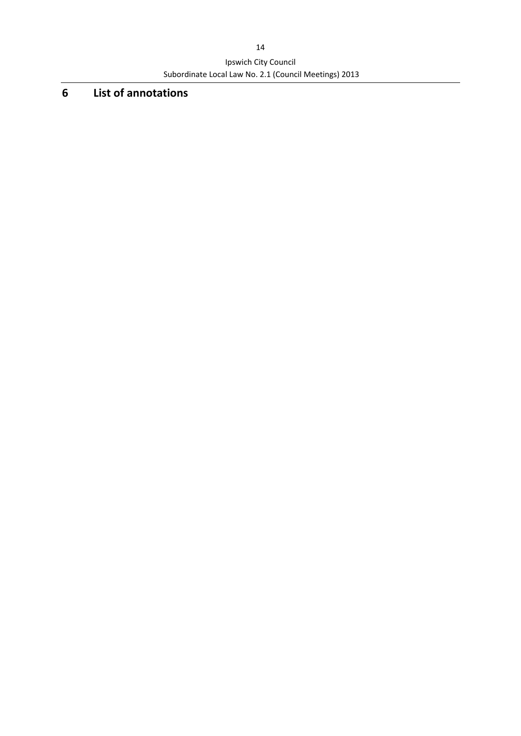# 6 List of annotations